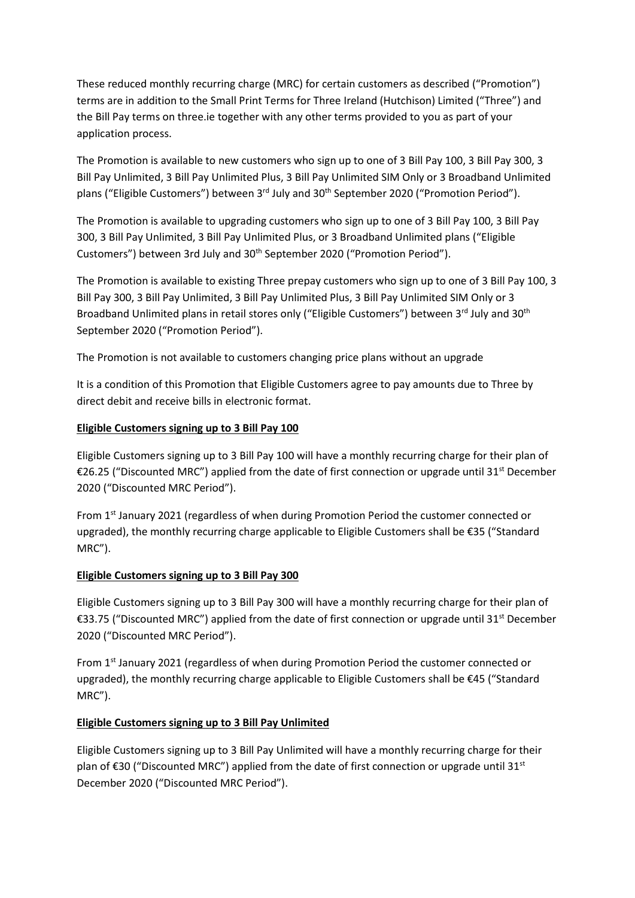These reduced monthly recurring charge (MRC) for certain customers as described ("Promotion") terms are in addition to the Small Print Terms for Three Ireland (Hutchison) Limited ("Three") and the Bill Pay terms on three.ie together with any other terms provided to you as part of your application process.

The Promotion is available to new customers who sign up to one of 3 Bill Pay 100, 3 Bill Pay 300, 3 Bill Pay Unlimited, 3 Bill Pay Unlimited Plus, 3 Bill Pay Unlimited SIM Only or 3 Broadband Unlimited plans ("Eligible Customers") between 3rd July and 30th September 2020 ("Promotion Period").

The Promotion is available to upgrading customers who sign up to one of 3 Bill Pay 100, 3 Bill Pay 300, 3 Bill Pay Unlimited, 3 Bill Pay Unlimited Plus, or 3 Broadband Unlimited plans ("Eligible Customers") between 3rd July and 30th September 2020 ("Promotion Period").

The Promotion is available to existing Three prepay customers who sign up to one of 3 Bill Pay 100, 3 Bill Pay 300, 3 Bill Pay Unlimited, 3 Bill Pay Unlimited Plus, 3 Bill Pay Unlimited SIM Only or 3 Broadband Unlimited plans in retail stores only ("Eligible Customers") between 3rd July and 30th September 2020 ("Promotion Period").

The Promotion is not available to customers changing price plans without an upgrade

It is a condition of this Promotion that Eligible Customers agree to pay amounts due to Three by direct debit and receive bills in electronic format.

**Eligible Customers signing up to 3 Bill Pay 100**

Eligible Customers signing up to 3 Bill Pay 100 will have a monthly recurring charge for their plan of €26.25 ("Discounted MRC") applied from the date of first connection or upgrade until 31st December 2020 ("Discounted MRC Period").

From 1st January 2021 (regardless of when during Promotion Period the customer connected or upgraded), the monthly recurring charge applicable to Eligible Customers shall be €35 ("Standard MRC").

**Eligible Customers signing up to 3 Bill Pay 300**

Eligible Customers signing up to 3 Bill Pay 300 will have a monthly recurring charge for their plan of €33.75 ("Discounted MRC") applied from the date of first connection or upgrade until 31st December 2020 ("Discounted MRC Period").

From 1st January 2021 (regardless of when during Promotion Period the customer connected or upgraded), the monthly recurring charge applicable to Eligible Customers shall be €45 ("Standard MRC").

**Eligible Customers signing up to 3 Bill Pay Unlimited**

Eligible Customers signing up to 3 Bill Pay Unlimited will have a monthly recurring charge for their plan of €30 ("Discounted MRC") applied from the date of first connection or upgrade until 31st December 2020 ("Discounted MRC Period").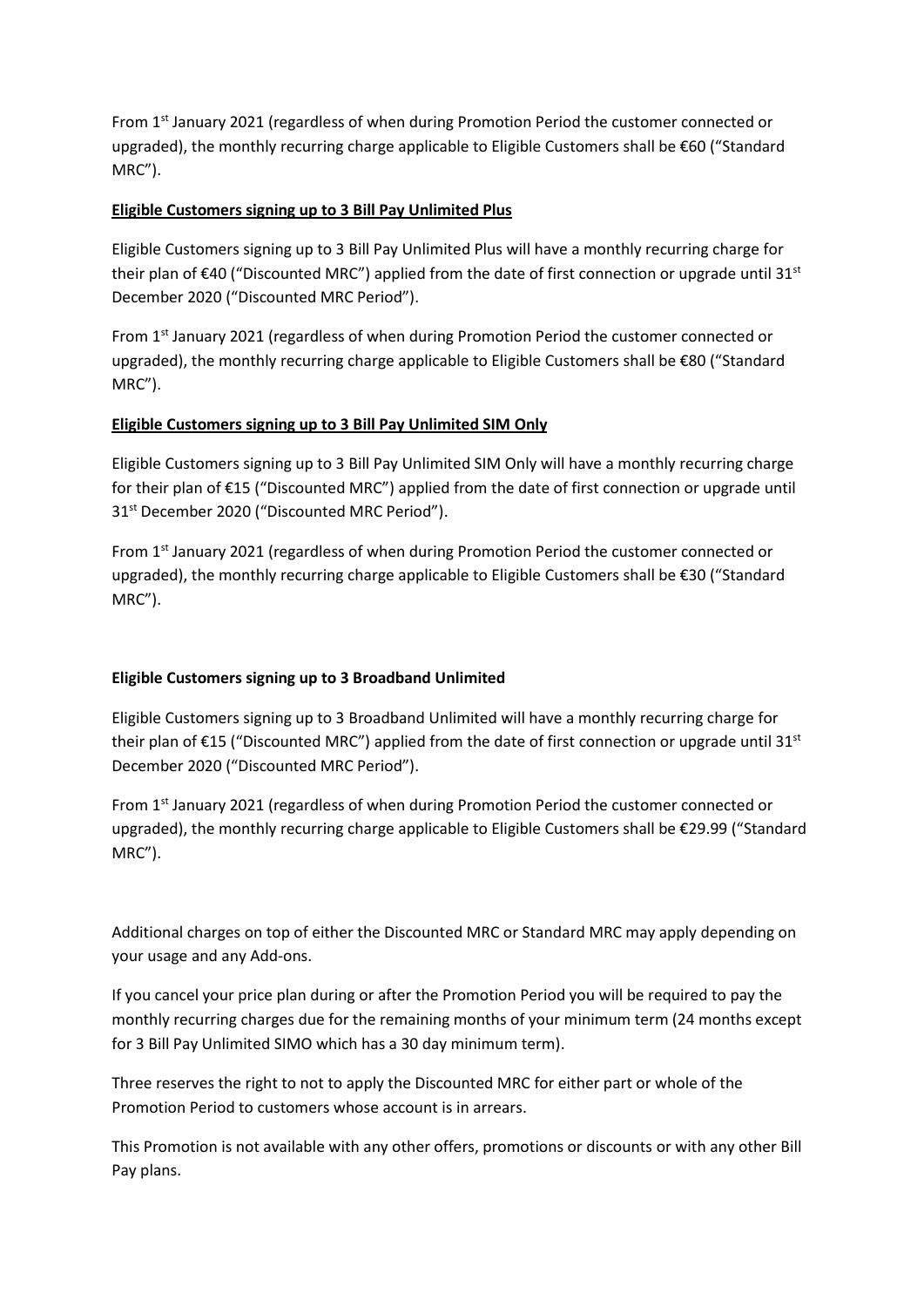From 1st January 2021 (regardless of when during Promotion Period the customer connected or upgraded), the monthly recurring charge applicable to Eligible Customers shall be €60 ("Standard MRC").

**Eligible Customers signing up to 3 Bill Pay Unlimited Plus**

Eligible Customers signing up to 3 Bill Pay Unlimited Plus will have a monthly recurring charge for their plan of €40 ("Discounted MRC") applied from the date of first connection or upgrade until 31st December 2020 ("Discounted MRC Period").

From 1st January 2021 (regardless of when during Promotion Period the customer connected or upgraded), the monthly recurring charge applicable to Eligible Customers shall be €80 ("Standard MRC").

**Eligible Customers signing up to 3 Bill Pay Unlimited SIM Only**

Eligible Customers signing up to 3 Bill Pay Unlimited SIM Only will have a monthly recurring charge for their plan of €15 ("Discounted MRC") applied from the date of first connection or upgrade until 31st December 2020 ("Discounted MRC Period").

From 1st January 2021 (regardless of when during Promotion Period the customer connected or upgraded), the monthly recurring charge applicable to Eligible Customers shall be €30 ("Standard MRC").

**Eligible Customers signing up to 3 Broadband Unlimited**

Eligible Customers signing up to 3 Broadband Unlimited will have a monthly recurring charge for their plan of €15 ("Discounted MRC") applied from the date of first connection or upgrade until 31st December 2020 ("Discounted MRC Period").

From 1st January 2021 (regardless of when during Promotion Period the customer connected or upgraded), the monthly recurring charge applicable to Eligible Customers shall be €29.99 ("Standard MRC").

Additional charges on top of either the Discounted MRC or Standard MRC may apply depending on your usage and any Add-ons.

If you cancel your price plan during or after the Promotion Period you will be required to pay the monthly recurring charges due for the remaining months of your minimum term (24 months except for 3 Bill Pay Unlimited SIMO which has a 30 day minimum term).

Three reserves the right to not to apply the Discounted MRC for either part or whole of the Promotion Period to customers whose account is in arrears.

This Promotion is not available with any other offers, promotions or discounts or with any other Bill Pay plans.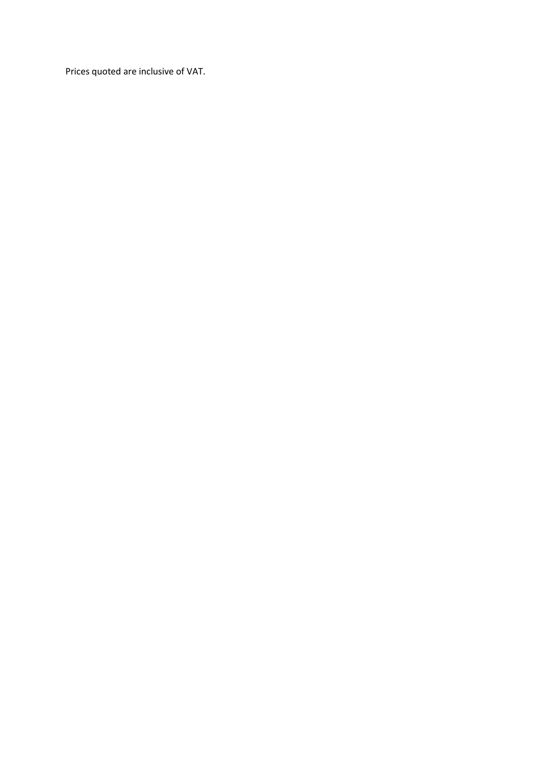Prices quoted are inclusive of VAT.